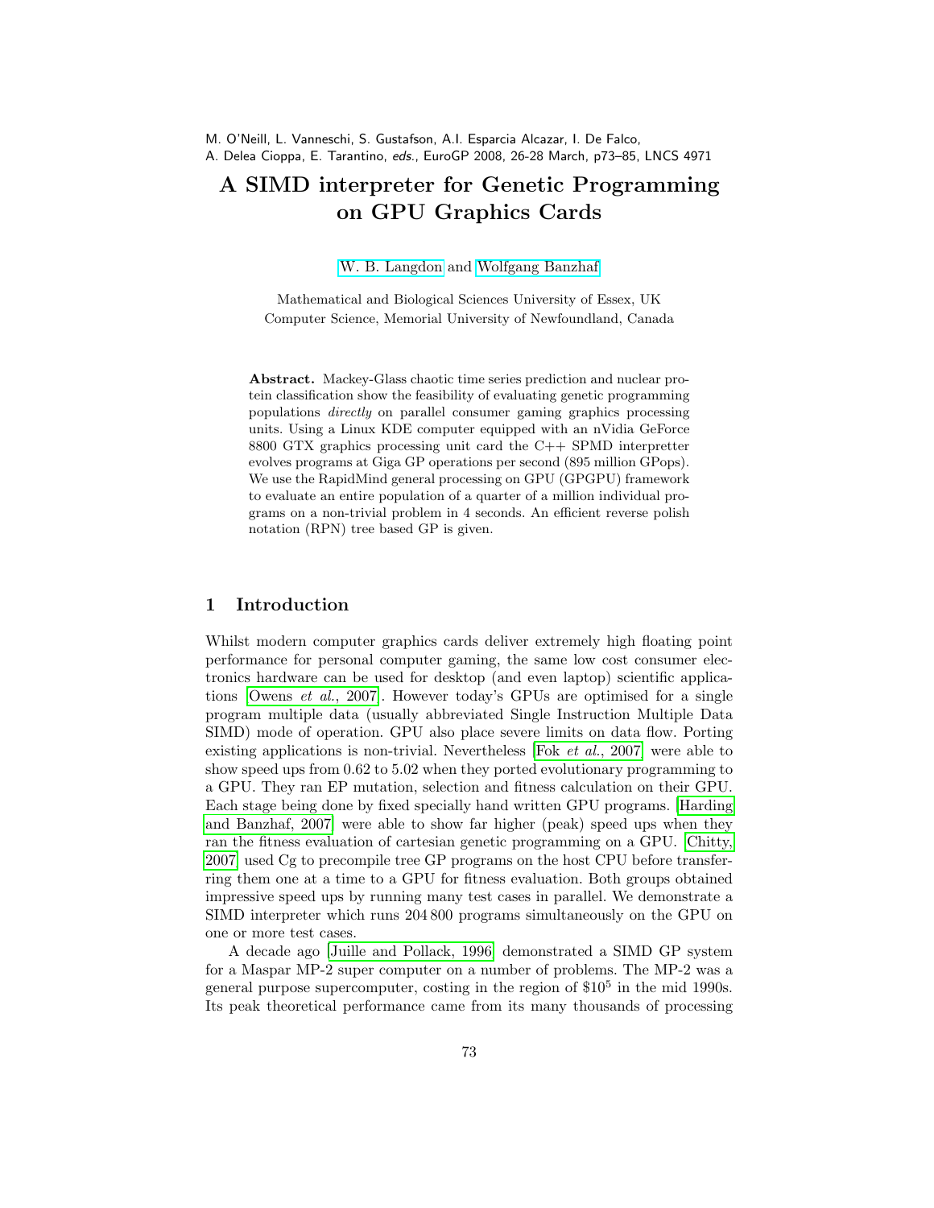M. O'Neill, L. Vanneschi, S. Gustafson, A.I. Esparcia Alcazar, I. De Falco, A. Delea Cioppa, E. Tarantino, *eds.*, EuroGP 2008, 26-28 March, p73–85, LNCS 4971

# A SIMD interpreter for Genetic Programming on GPU Graphics Cards

W. B. Langdon and Wolfgang Banzhaf

Mathematical and Biological Sciences University of Essex, UK
Computer Science, Memorial University of Newfoundland, Canada

**Abstract.** Mackey-Glass chaotic time series prediction and nuclear protein classification show the feasibility of evaluating genetic programming populations *directly* on parallel consumer gaming graphics processing units. Using a Linux KDE computer equipped with an nVidia GeForce 8800 GTX graphics processing unit card the C++ SPMD interpretter evolves programs at Giga GP operations per second (895 million GPops). We use the RapidMind general processing on GPU (GPGPU) framework to evaluate an entire population of a quarter of a million individual programs on a non-trivial problem in 4 seconds. An efficient reverse polish notation (RPN) tree based GP is given.

## 1 Introduction

Whilst modern computer graphics cards deliver extremely high floating point performance for personal computer gaming, the same low cost consumer electronics hardware can be used for desktop (and even laptop) scientific applications [Owens *et al.*, 2007]. However today's GPUs are optimised for a single program multiple data (usually abbreviated Single Instruction Multiple Data SIMD) mode of operation. GPU also place severe limits on data flow. Porting existing applications is non-trivial. Nevertheless [Fok *et al.*, 2007] were able to show speed ups from 0.62 to 5.02 when they ported evolutionary programming to a GPU. They ran EP mutation, selection and fitness calculation on their GPU. Each stage being done by fixed specially hand written GPU programs. [Harding and Banzhaf, 2007] were able to show far higher (peak) speed ups when they ran the fitness evaluation of cartesian genetic programming on a GPU. [Chitty, 2007] used Cg to precompile tree GP programs on the host CPU before transferring them one at a time to a GPU for fitness evaluation. Both groups obtained impressive speed ups by running many test cases in parallel. We demonstrate a SIMD interpreter which runs 204 800 programs simultaneously on the GPU on one or more test cases.

A decade ago [Juille and Pollack, 1996] demonstrated a SIMD GP system for a Maspar MP-2 super computer on a number of problems. The MP-2 was a general purpose supercomputer, costing in the region of $\$10^5$ in the mid 1990s. Its peak theoretical performance came from its many thousands of processing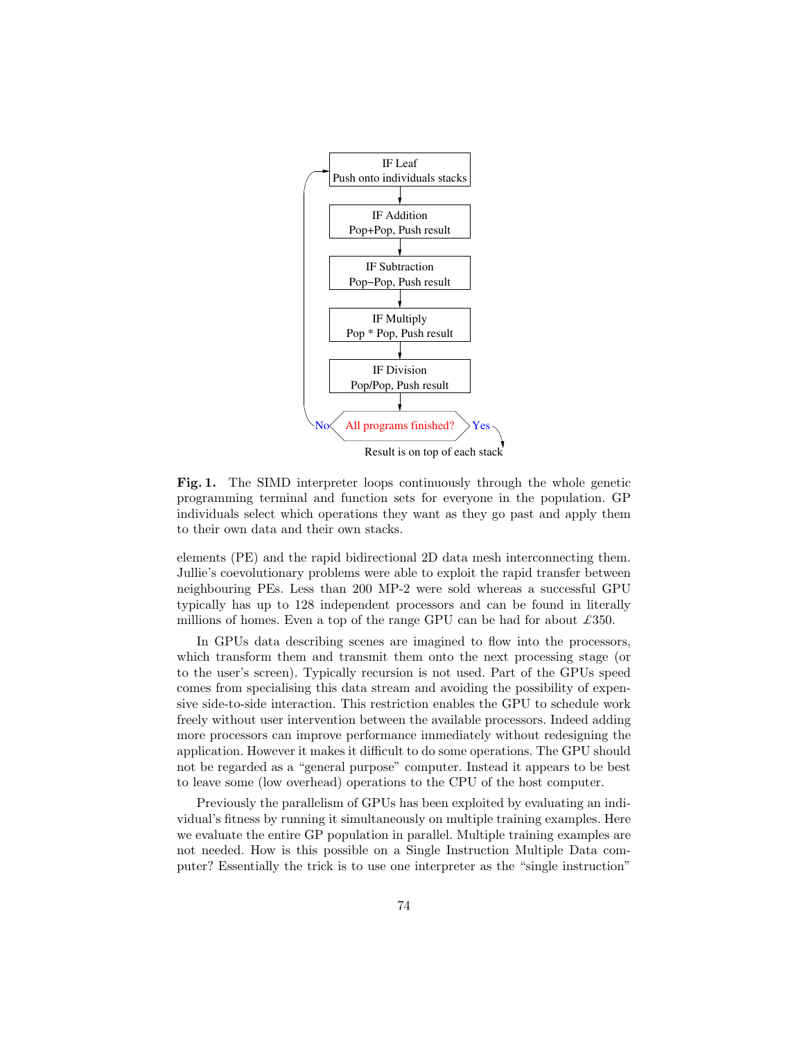**Fig. 1.** The SIMD interpreter loops continuously through the whole genetic programming terminal and function sets for everyone in the population. GP individuals select which operations they want as they go past and apply them to their own data and their own stacks.

elements (PE) and the rapid bidirectional 2D data mesh interconnecting them. Jullie's coevolutionary problems were able to exploit the rapid transfer between neighbouring PEs. Less than 200 MP-2 were sold whereas a successful GPU typically has up to 128 independent processors and can be found in literally millions of homes. Even a top of the range GPU can be had for about £350.

In GPUs data describing scenes are imagined to flow into the processors, which transform them and transmit them onto the next processing stage (or to the user's screen). Typically recursion is not used. Part of the GPUs speed comes from specialising this data stream and avoiding the possibility of expensive side-to-side interaction. This restriction enables the GPU to schedule work freely without user intervention between the available processors. Indeed adding more processors can improve performance immediately without redesigning the application. However it makes it difficult to do some operations. The GPU should not be regarded as a "general purpose" computer. Instead it appears to be best to leave some (low overhead) operations to the CPU of the host computer.

Previously the parallelism of GPUs has been exploited by evaluating an individual's fitness by running it simultaneously on multiple training examples. Here we evaluate the entire GP population in parallel. Multiple training examples are not needed. How is this possible on a Single Instruction Multiple Data computer? Essentially the trick is to use one interpreter as the "single instruction"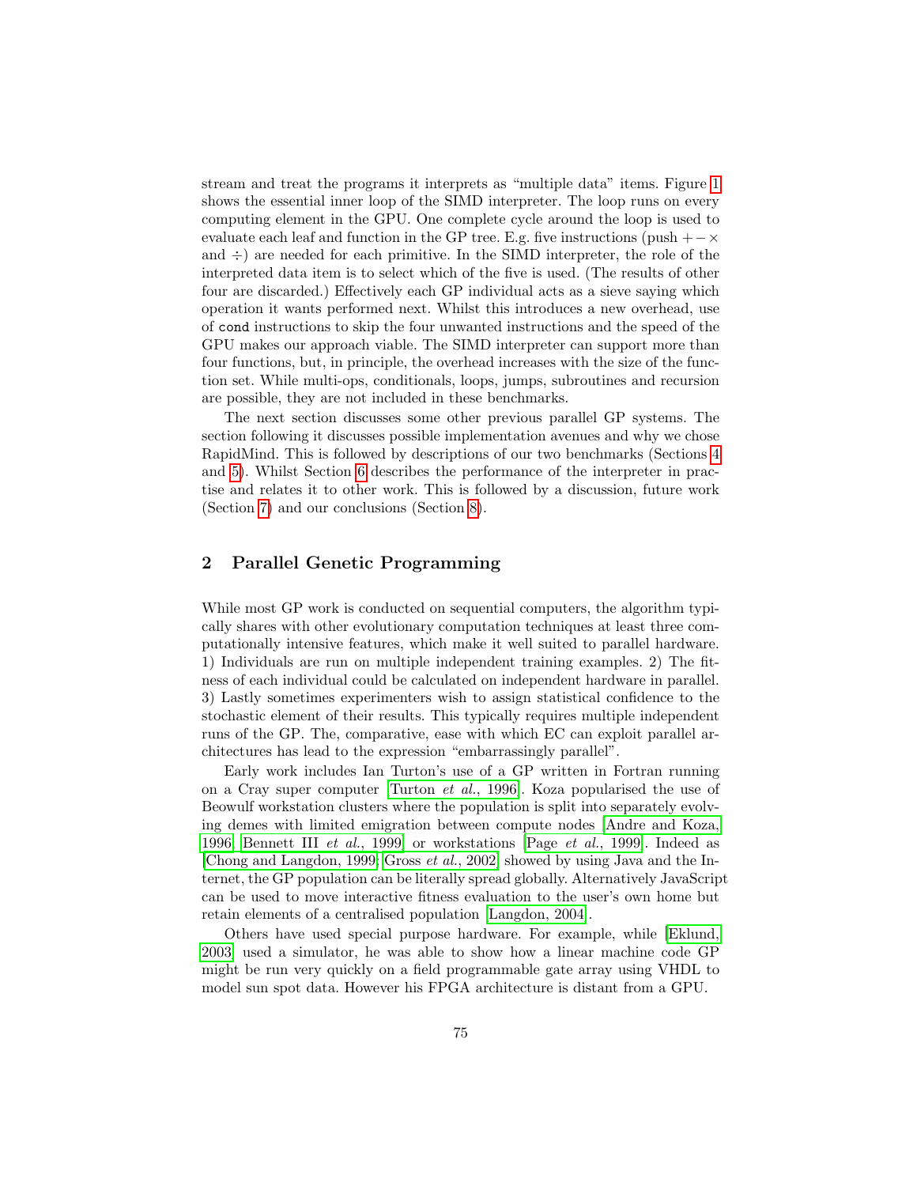stream and treat the programs it interprets as "multiple data" items. Figure 1 shows the essential inner loop of the SIMD interpreter. The loop runs on every computing element in the GPU. One complete cycle around the loop is used to evaluate each leaf and function in the GP tree. E.g. five instructions (push $+ - \times$ and $\div$) are needed for each primitive. In the SIMD interpreter, the role of the interpreted data item is to select which of the five is used. (The results of other four are discarded.) Effectively each GP individual acts as a sieve saying which operation it wants performed next. Whilst this introduces a new overhead, use of `cond` instructions to skip the four unwanted instructions and the speed of the GPU makes our approach viable. The SIMD interpreter can support more than four functions, but, in principle, the overhead increases with the size of the function set. While multi-ops, conditionals, loops, jumps, subroutines and recursion are possible, they are not included in these benchmarks.

The next section discusses some other previous parallel GP systems. The section following it discusses possible implementation avenues and why we chose RapidMind. This is followed by descriptions of our two benchmarks (Sections 4 and 5). Whilst Section 6 describes the performance of the interpreter in practise and relates it to other work. This is followed by a discussion, future work (Section 7) and our conclusions (Section 8).

## 2 Parallel Genetic Programming

While most GP work is conducted on sequential computers, the algorithm typically shares with other evolutionary computation techniques at least three computationally intensive features, which make it well suited to parallel hardware. 1) Individuals are run on multiple independent training examples. 2) The fitness of each individual could be calculated on independent hardware in parallel. 3) Lastly sometimes experimenters wish to assign statistical confidence to the stochastic element of their results. This typically requires multiple independent runs of the GP. The, comparative, ease with which EC can exploit parallel architectures has lead to the expression "embarrassingly parallel".

Early work includes Ian Turton's use of a GP written in Fortran running on a Cray super computer [Turton *et al.*, 1996]. Koza popularised the use of Beowulf workstation clusters where the population is split into separately evolving demes with limited emigration between compute nodes [Andre and Koza, 1996; Bennett III *et al.*, 1999] or workstations [Page *et al.*, 1999]. Indeed as [Chong and Langdon, 1999; Gross *et al.*, 2002] showed by using Java and the Internet, the GP population can be literally spread globally. Alternatively JavaScript can be used to move interactive fitness evaluation to the user's own home but retain elements of a centralised population [Langdon, 2004].

Others have used special purpose hardware. For example, while [Eklund, 2003] used a simulator, he was able to show how a linear machine code GP might be run very quickly on a field programmable gate array using VHDL to model sun spot data. However his FPGA architecture is distant from a GPU.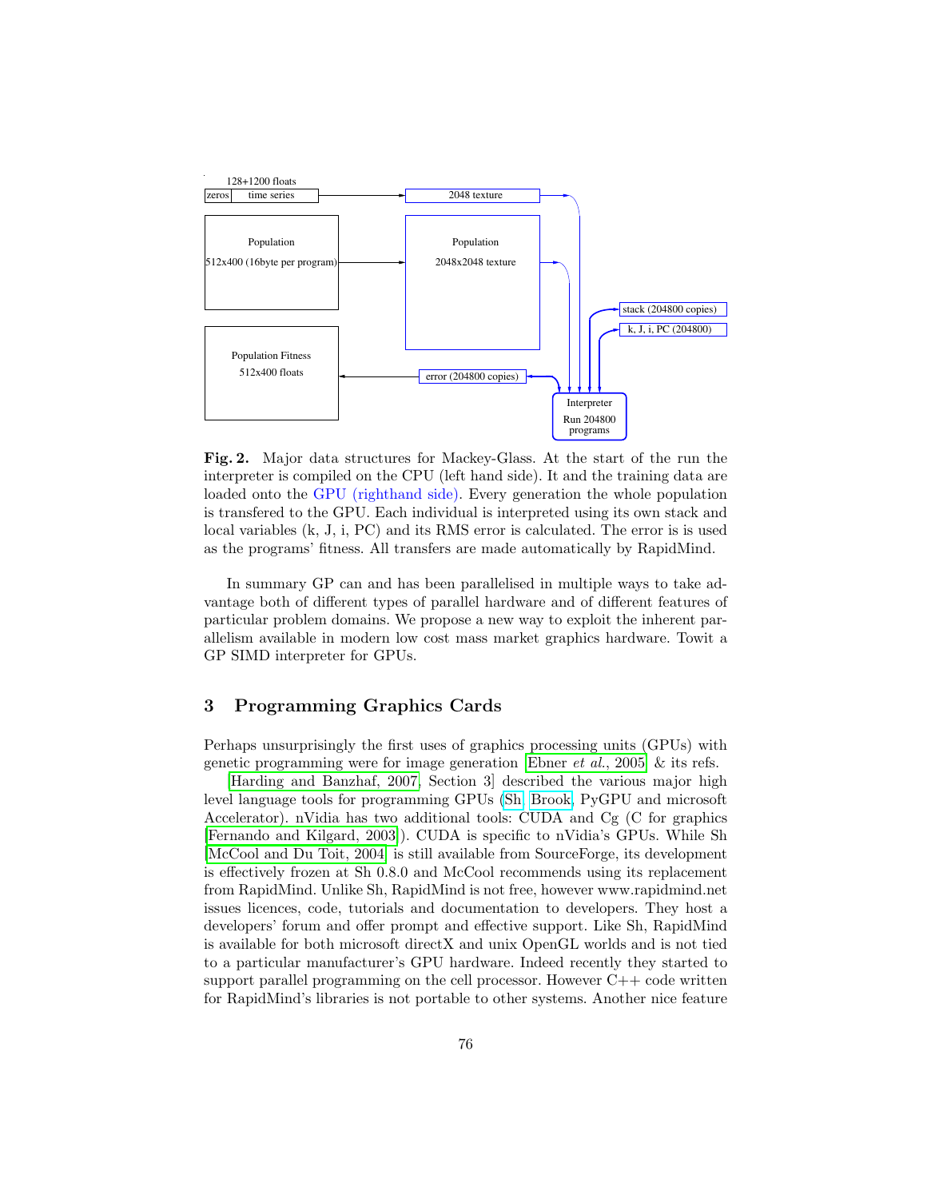128+1200 floats

zeros | time series → 2048 texture

Population 512x400 (16byte per program) → Population 2048x2048 texture

Population Fitness 512x400 floats ← error (204800 copies)

stack (204800 copies)

k, J, i, PC (204800)

Interpreter Run 204800 programs

**Fig. 2.** Major data structures for Mackey-Glass. At the start of the run the interpreter is compiled on the CPU (left hand side). It and the training data are loaded onto the GPU (righthand side). Every generation the whole population is transfered to the GPU. Each individual is interpreted using its own stack and local variables (k, J, i, PC) and its RMS error is calculated. The error is is used as the programs' fitness. All transfers are made automatically by RapidMind.

In summary GP can and has been parallelised in multiple ways to take advantage both of different types of parallel hardware and of different features of particular problem domains. We propose a new way to exploit the inherent parallelism available in modern low cost mass market graphics hardware. Towit a GP SIMD interpreter for GPUs.

## 3 Programming Graphics Cards

Perhaps unsurprisingly the first uses of graphics processing units (GPUs) with genetic programming were for image generation [Ebner *et al.*, 2005] & its refs.

[Harding and Banzhaf, 2007, Section 3] described the various major high level language tools for programming GPUs (Sh, Brook, PyGPU and microsoft Accelerator). nVidia has two additional tools: CUDA and Cg (C for graphics [Fernando and Kilgard, 2003]). CUDA is specific to nVidia's GPUs. While Sh [McCool and Du Toit, 2004] is still available from SourceForge, its development is effectively frozen at Sh 0.8.0 and McCool recommends using its replacement from RapidMind. Unlike Sh, RapidMind is not free, however www.rapidmind.net issues licences, code, tutorials and documentation to developers. They host a developers' forum and offer prompt and effective support. Like Sh, RapidMind is available for both microsoft directX and unix OpenGL worlds and is not tied to a particular manufacturer's GPU hardware. Indeed recently they started to support parallel programming on the cell processor. However C++ code written for RapidMind's libraries is not portable to other systems. Another nice feature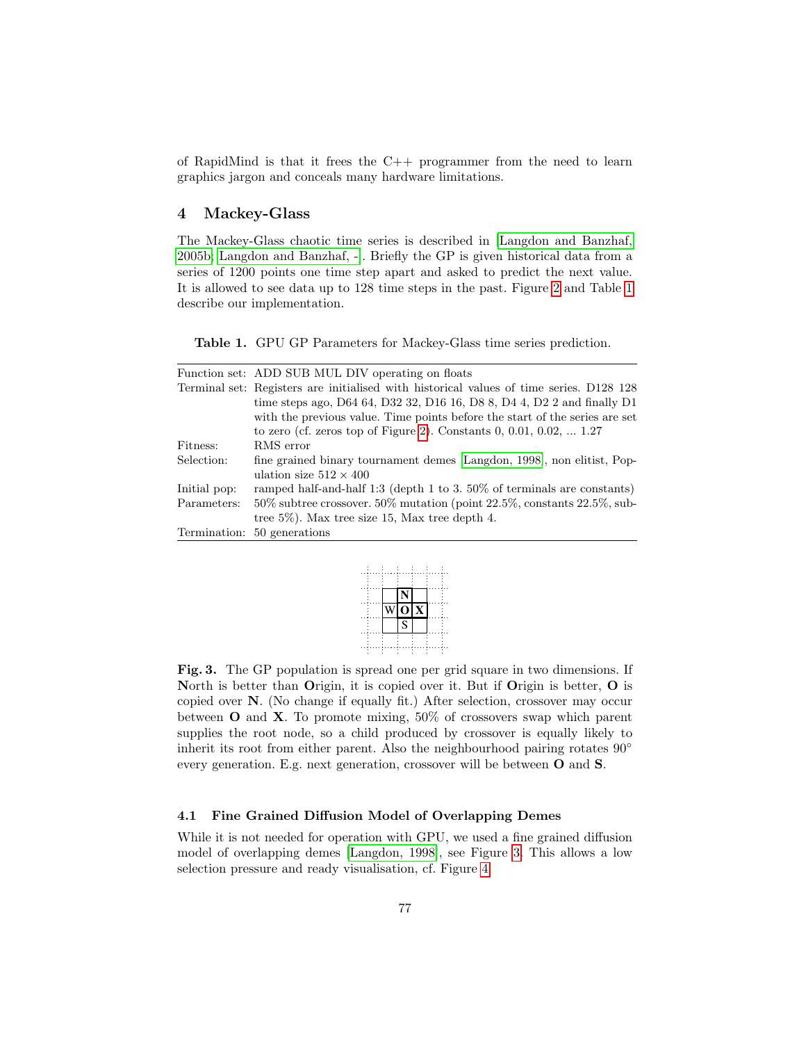of RapidMind is that it frees the C++ programmer from the need to learn graphics jargon and conceals many hardware limitations.

## 4 Mackey-Glass

The Mackey-Glass chaotic time series is described in [Langdon and Banzhaf, 2005b; Langdon and Banzhaf, -]. Briefly the GP is given historical data from a series of 1200 points one time step apart and asked to predict the next value. It is allowed to see data up to 128 time steps in the past. Figure 2 and Table 1 describe our implementation.

**Table 1.** GPU GP Parameters for Mackey-Glass time series prediction.

| | |
|---|---|
| Function set: | ADD SUB MUL DIV operating on floats |
| Terminal set: | Registers are initialised with historical values of time series. D128 128 time steps ago, D64 64, D32 32, D16 16, D8 8, D4 4, D2 2 and finally D1 with the previous value. Time points before the start of the series are set to zero (cf. zeros top of Figure 2). Constants 0, 0.01, 0.02, ... 1.27 |
| Fitness: | RMS error |
| Selection: | fine grained binary tournament demes [Langdon, 1998], non elitist, Population size $512 \times 400$ |
| Initial pop: | ramped half-and-half 1:3 (depth 1 to 3. 50% of terminals are constants) |
| Parameters: | 50% subtree crossover. 50% mutation (point 22.5%, constants 22.5%, subtree 5%). Max tree size 15, Max tree depth 4. |
| Termination: | 50 generations |

| | | |
|---|---|---|
| | **N** | |
| W | **O** | **X** |
| | S | |

**Fig. 3.** The GP population is spread one per grid square in two dimensions. If **N**orth is better than **O**rigin, it is copied over it. But if **O**rigin is better, **O** is copied over **N**. (No change if equally fit.) After selection, crossover may occur between **O** and **X**. To promote mixing, 50% of crossovers swap which parent supplies the root node, so a child produced by crossover is equally likely to inherit its root from either parent. Also the neighbourhood pairing rotates 90° every generation. E.g. next generation, crossover will be between **O** and **S**.

### 4.1 Fine Grained Diffusion Model of Overlapping Demes

While it is not needed for operation with GPU, we used a fine grained diffusion model of overlapping demes [Langdon, 1998], see Figure 3. This allows a low selection pressure and ready visualisation, cf. Figure 4.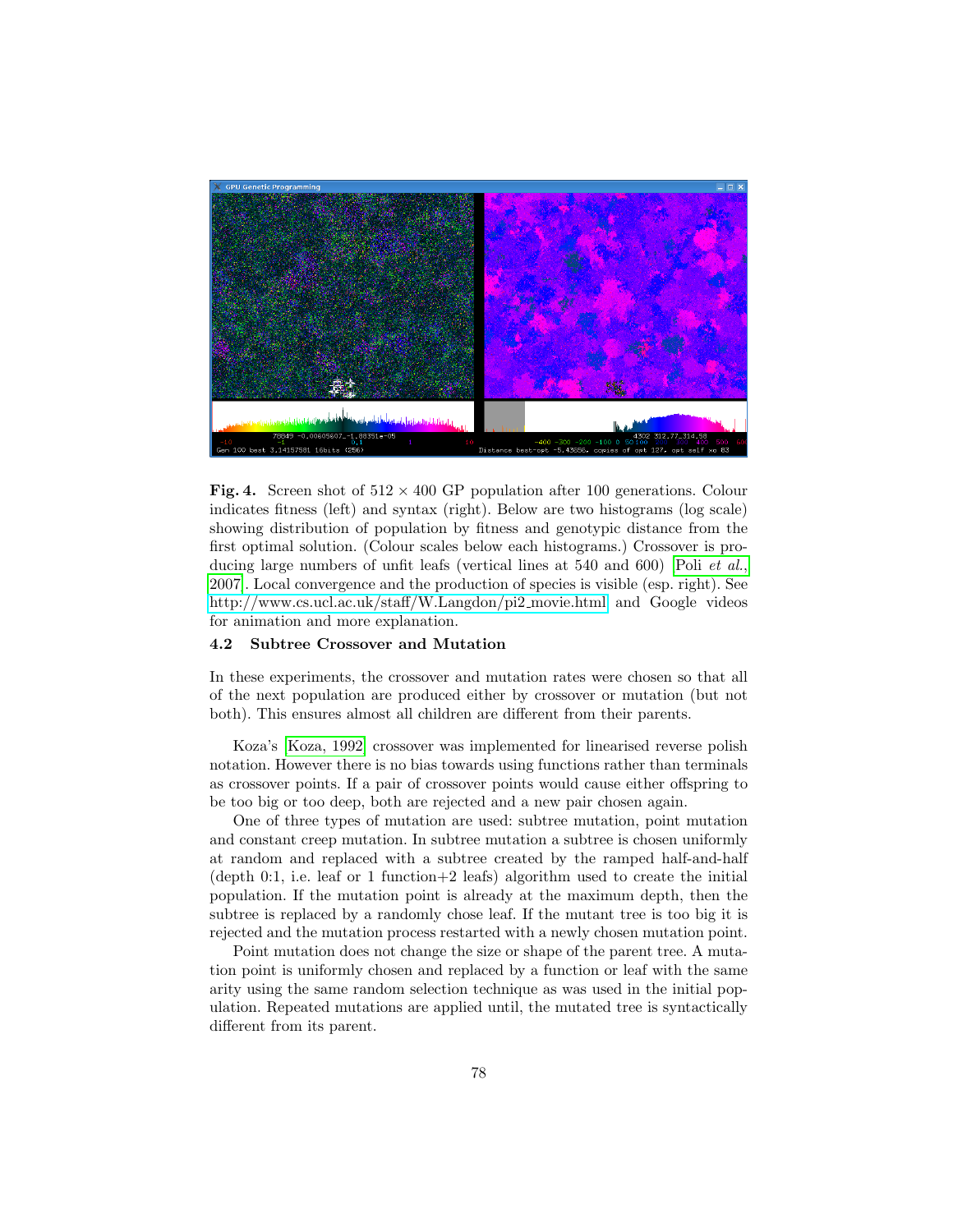**Fig. 4.** Screen shot of 512 × 400 GP population after 100 generations. Colour indicates fitness (left) and syntax (right). Below are two histograms (log scale) showing distribution of population by fitness and genotypic distance from the first optimal solution. (Colour scales below each histograms.) Crossover is producing large numbers of unfit leafs (vertical lines at 540 and 600) [Poli *et al.*, 2007]. Local convergence and the production of species is visible (esp. right). See http://www.cs.ucl.ac.uk/staff/W.Langdon/pi2_movie.html and Google videos for animation and more explanation.

### 4.2 Subtree Crossover and Mutation

In these experiments, the crossover and mutation rates were chosen so that all of the next population are produced either by crossover or mutation (but not both). This ensures almost all children are different from their parents.

Koza's [Koza, 1992] crossover was implemented for linearised reverse polish notation. However there is no bias towards using functions rather than terminals as crossover points. If a pair of crossover points would cause either offspring to be too big or too deep, both are rejected and a new pair chosen again.

One of three types of mutation are used: subtree mutation, point mutation and constant creep mutation. In subtree mutation a subtree is chosen uniformly at random and replaced with a subtree created by the ramped half-and-half (depth 0:1, i.e. leaf or 1 function+2 leafs) algorithm used to create the initial population. If the mutation point is already at the maximum depth, then the subtree is replaced by a randomly chose leaf. If the mutant tree is too big it is rejected and the mutation process restarted with a newly chosen mutation point.

Point mutation does not change the size or shape of the parent tree. A mutation point is uniformly chosen and replaced by a function or leaf with the same arity using the same random selection technique as was used in the initial population. Repeated mutations are applied until, the mutated tree is syntactically different from its parent.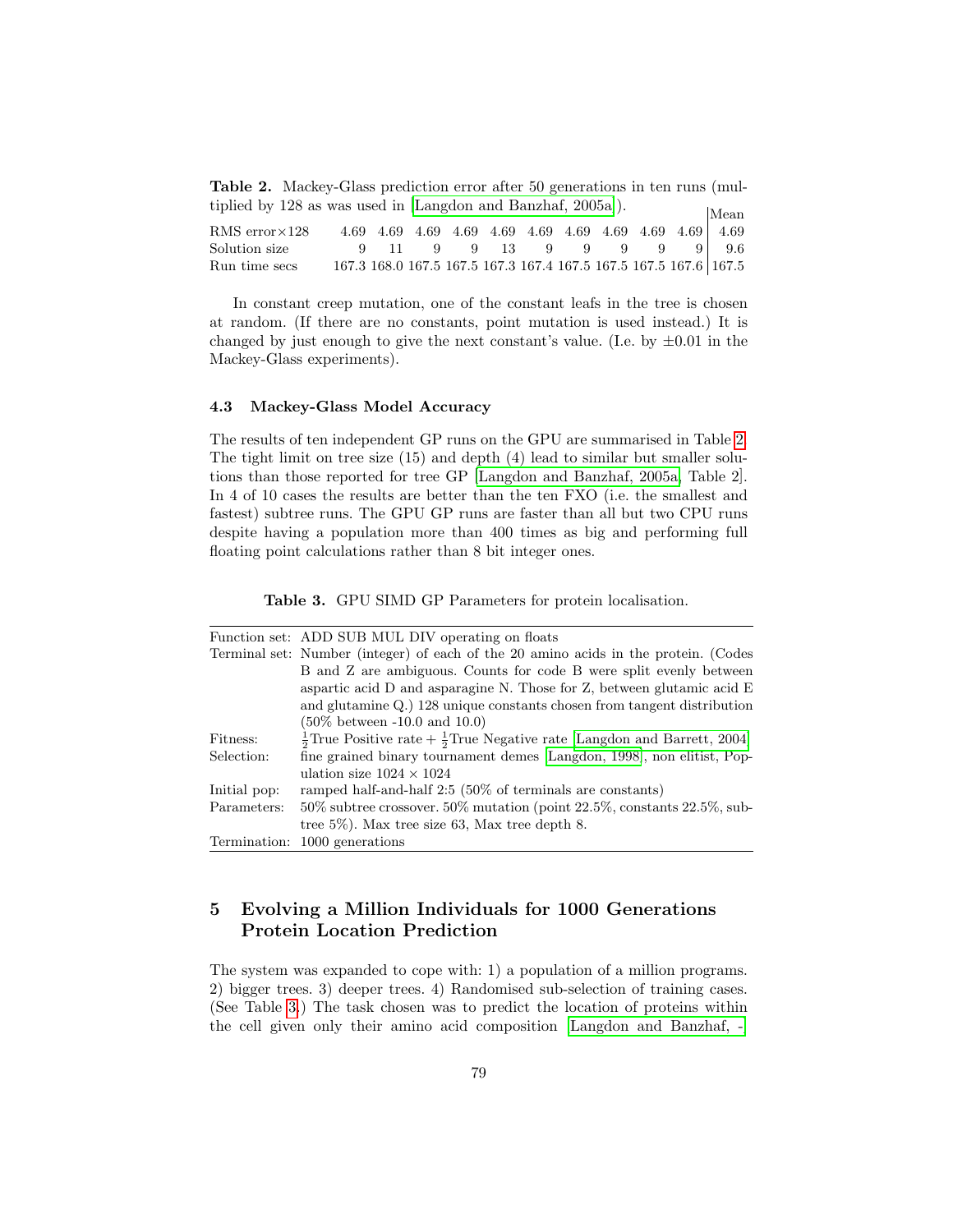**Table 2.** Mackey-Glass prediction error after 50 generations in ten runs (multiplied by 128 as was used in [Langdon and Banzhaf, 2005a]).

| | | | | | | | | | | | Mean |
|---|---|---|---|---|---|---|---|---|---|---|---|
| RMS error×128 | 4.69 | 4.69 | 4.69 | 4.69 | 4.69 | 4.69 | 4.69 | 4.69 | 4.69 | 4.69 | 4.69 |
| Solution size | 9 | 11 | 9 | 9 | 13 | 9 | 9 | 9 | 9 | 9 | 9.6 |
| Run time secs | 167.3 | 168.0 | 167.5 | 167.5 | 167.3 | 167.4 | 167.5 | 167.5 | 167.5 | 167.6 | 167.5 |

In constant creep mutation, one of the constant leafs in the tree is chosen at random. (If there are no constants, point mutation is used instead.) It is changed by just enough to give the next constant's value. (I.e. by $\pm 0.01$ in the Mackey-Glass experiments).

### 4.3 Mackey-Glass Model Accuracy

The results of ten independent GP runs on the GPU are summarised in Table 2. The tight limit on tree size (15) and depth (4) lead to similar but smaller solutions than those reported for tree GP [Langdon and Banzhaf, 2005a, Table 2]. In 4 of 10 cases the results are better than the ten FXO (i.e. the smallest and fastest) subtree runs. The GPU GP runs are faster than all but two CPU runs despite having a population more than 400 times as big and performing full floating point calculations rather than 8 bit integer ones.

**Table 3.** GPU SIMD GP Parameters for protein localisation.

| | |
|---|---|
| Function set: | ADD SUB MUL DIV operating on floats |
| Terminal set: | Number (integer) of each of the 20 amino acids in the protein. (Codes B and Z are ambiguous. Counts for code B were split evenly between aspartic acid D and asparagine N. Those for Z, between glutamic acid E and glutamine Q.) 128 unique constants chosen from tangent distribution (50% between -10.0 and 10.0) |
| Fitness: | $\frac{1}{2}$True Positive rate + $\frac{1}{2}$True Negative rate [Langdon and Barrett, 2004] |
| Selection: | fine grained binary tournament demes [Langdon, 1998], non elitist, Population size $1024 \times 1024$ |
| Initial pop: | ramped half-and-half 2:5 (50% of terminals are constants) |
| Parameters: | 50% subtree crossover. 50% mutation (point 22.5%, constants 22.5%, subtree 5%). Max tree size 63, Max tree depth 8. |
| Termination: | 1000 generations |

## 5 Evolving a Million Individuals for 1000 Generations Protein Location Prediction

The system was expanded to cope with: 1) a population of a million programs. 2) bigger trees. 3) deeper trees. 4) Randomised sub-selection of training cases. (See Table 3.) The task chosen was to predict the location of proteins within the cell given only their amino acid composition [Langdon and Banzhaf, -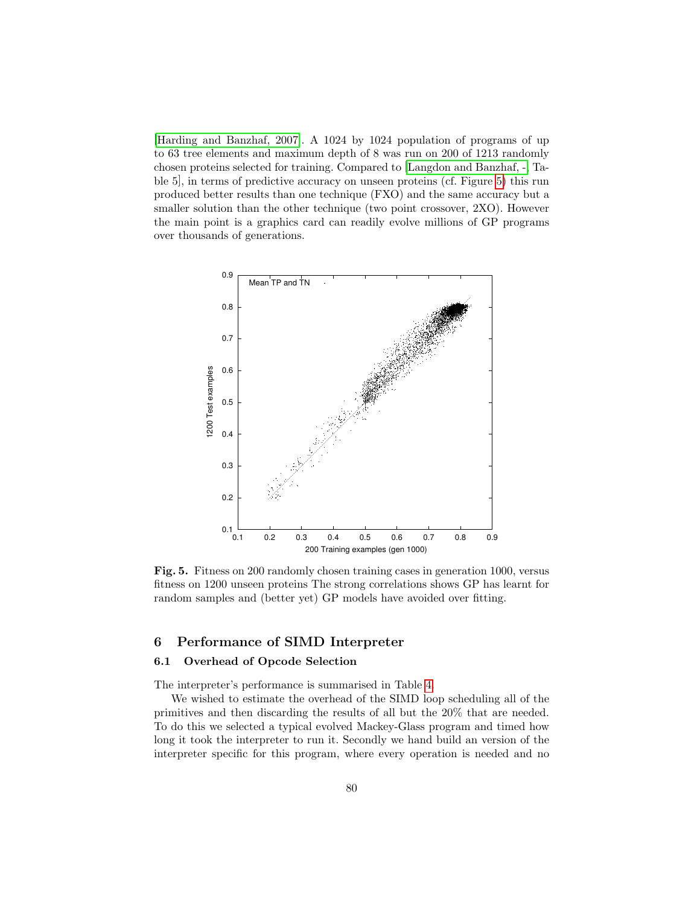[Harding and Banzhaf, 2007]. A 1024 by 1024 population of programs of up to 63 tree elements and maximum depth of 8 was run on 200 of 1213 randomly chosen proteins selected for training. Compared to [Langdon and Banzhaf, -, Table 5], in terms of predictive accuracy on unseen proteins (cf. Figure 5) this run produced better results than one technique (FXO) and the same accuracy but a smaller solution than the other technique (two point crossover, 2XO). However the main point is a graphics card can readily evolve millions of GP programs over thousands of generations.

**Fig. 5.** Fitness on 200 randomly chosen training cases in generation 1000, versus fitness on 1200 unseen proteins The strong correlations shows GP has learnt for random samples and (better yet) GP models have avoided over fitting.

## 6 Performance of SIMD Interpreter

### 6.1 Overhead of Opcode Selection

The interpreter's performance is summarised in Table 4.

We wished to estimate the overhead of the SIMD loop scheduling all of the primitives and then discarding the results of all but the 20% that are needed. To do this we selected a typical evolved Mackey-Glass program and timed how long it took the interpreter to run it. Secondly we hand build an version of the interpreter specific for this program, where every operation is needed and no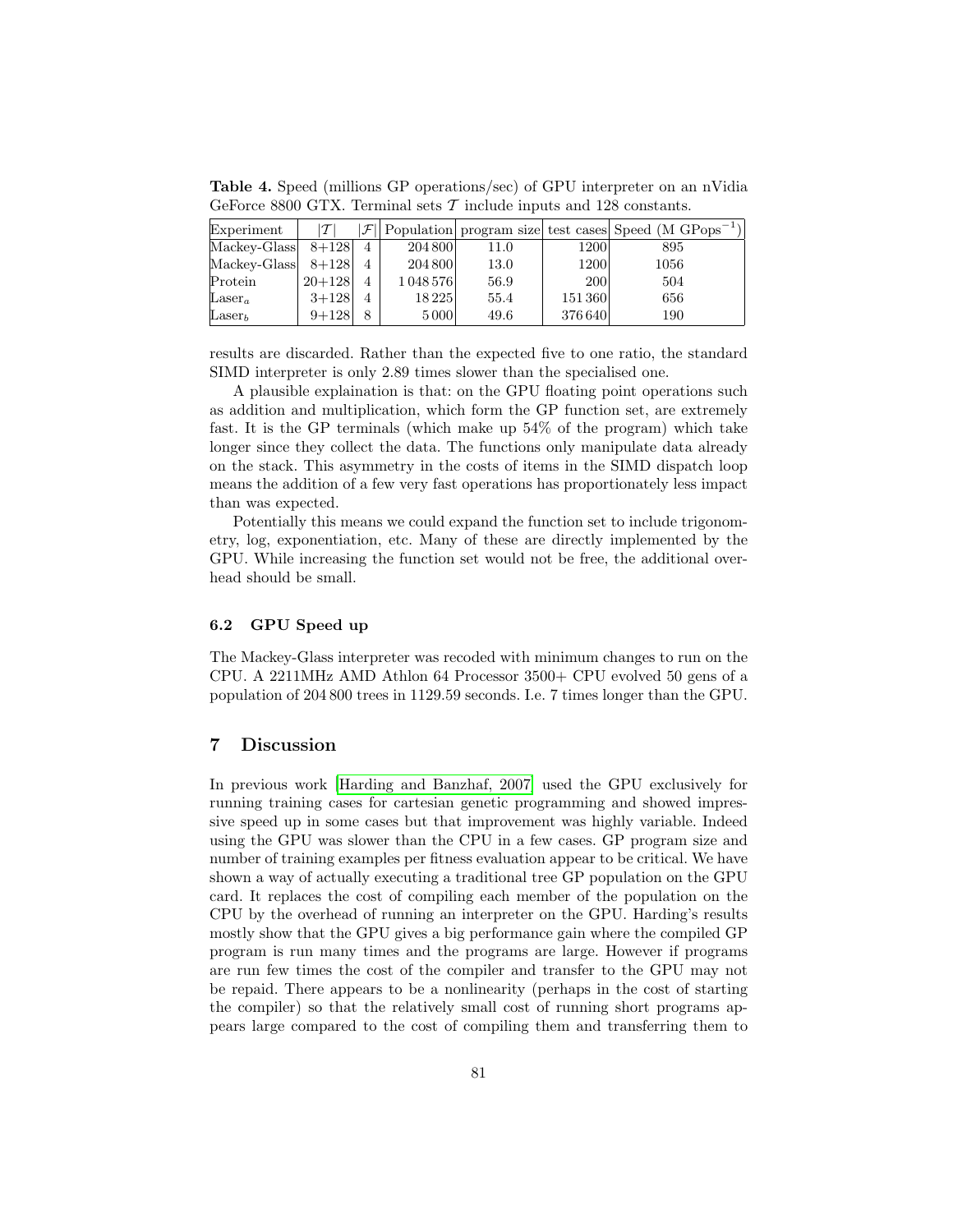**Table 4.** Speed (millions GP operations/sec) of GPU interpreter on an nVidia GeForce 8800 GTX. Terminal sets $\mathcal{T}$ include inputs and 128 constants.

| Experiment | $\|\mathcal{T}\|$ | $\|\mathcal{F}\|$ | Population | program size | test cases | Speed (M GPops$^{-1}$) |
|---|---|---|---|---|---|---|
| Mackey-Glass | 8+128 | 4 | 204 800 | 11.0 | 1200 | 895 |
| Mackey-Glass | 8+128 | 4 | 204 800 | 13.0 | 1200 | 1056 |
| Protein | 20+128 | 4 | 1 048 576 | 56.9 | 200 | 504 |
| Laser$_a$ | 3+128 | 4 | 18 225 | 55.4 | 151 360 | 656 |
| Laser$_b$ | 9+128 | 8 | 5 000 | 49.6 | 376 640 | 190 |

results are discarded. Rather than the expected five to one ratio, the standard SIMD interpreter is only 2.89 times slower than the specialised one.

A plausible explaination is that: on the GPU floating point operations such as addition and multiplication, which form the GP function set, are extremely fast. It is the GP terminals (which make up 54% of the program) which take longer since they collect the data. The functions only manipulate data already on the stack. This asymmetry in the costs of items in the SIMD dispatch loop means the addition of a few very fast operations has proportionately less impact than was expected.

Potentially this means we could expand the function set to include trigonometry, log, exponentiation, etc. Many of these are directly implemented by the GPU. While increasing the function set would not be free, the additional overhead should be small.

### 6.2 GPU Speed up

The Mackey-Glass interpreter was recoded with minimum changes to run on the CPU. A 2211MHz AMD Athlon 64 Processor 3500+ CPU evolved 50 gens of a population of 204 800 trees in 1129.59 seconds. I.e. 7 times longer than the GPU.

## 7 Discussion

In previous work [Harding and Banzhaf, 2007] used the GPU exclusively for running training cases for cartesian genetic programming and showed impressive speed up in some cases but that improvement was highly variable. Indeed using the GPU was slower than the CPU in a few cases. GP program size and number of training examples per fitness evaluation appear to be critical. We have shown a way of actually executing a traditional tree GP population on the GPU card. It replaces the cost of compiling each member of the population on the CPU by the overhead of running an interpreter on the GPU. Harding's results mostly show that the GPU gives a big performance gain where the compiled GP program is run many times and the programs are large. However if programs are run few times the cost of the compiler and transfer to the GPU may not be repaid. There appears to be a nonlinearity (perhaps in the cost of starting the compiler) so that the relatively small cost of running short programs appears large compared to the cost of compiling them and transferring them to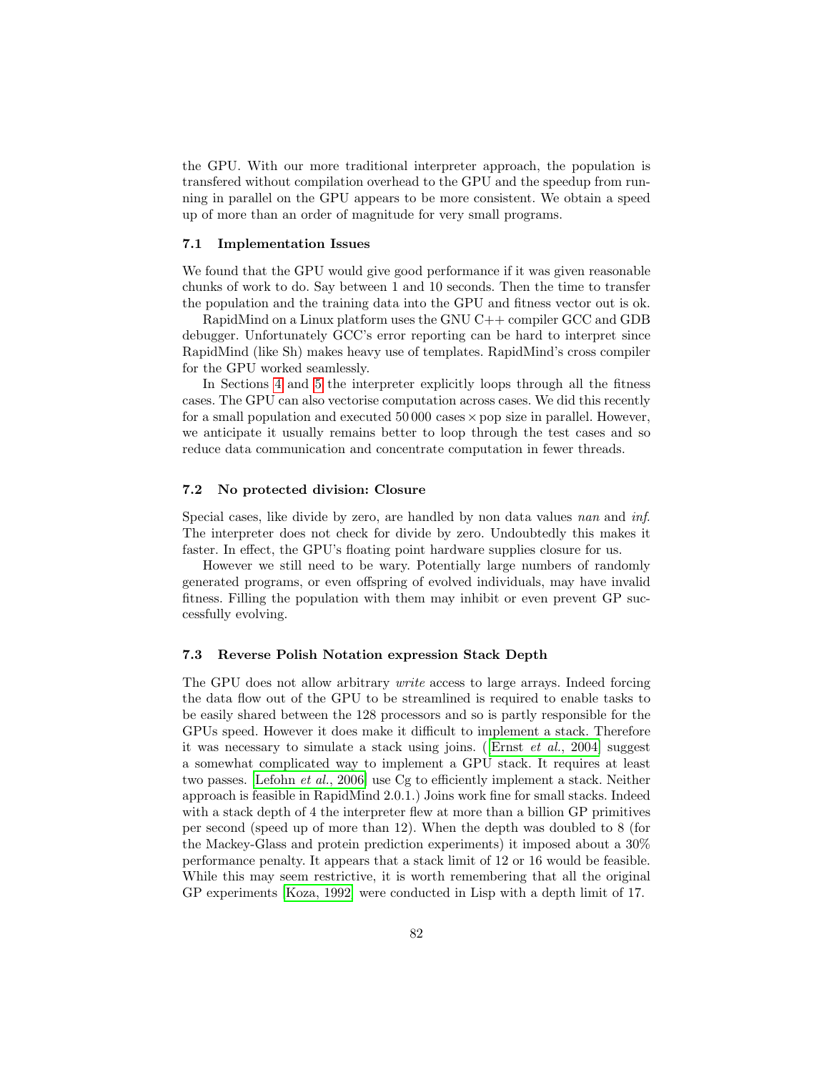the GPU. With our more traditional interpreter approach, the population is transfered without compilation overhead to the GPU and the speedup from running in parallel on the GPU appears to be more consistent. We obtain a speed up of more than an order of magnitude for very small programs.

### 7.1 Implementation Issues

We found that the GPU would give good performance if it was given reasonable chunks of work to do. Say between 1 and 10 seconds. Then the time to transfer the population and the training data into the GPU and fitness vector out is ok.

RapidMind on a Linux platform uses the GNU C++ compiler GCC and GDB debugger. Unfortunately GCC's error reporting can be hard to interpret since RapidMind (like Sh) makes heavy use of templates. RapidMind's cross compiler for the GPU worked seamlessly.

In Sections 4 and 5 the interpreter explicitly loops through all the fitness cases. The GPU can also vectorise computation across cases. We did this recently for a small population and executed 50 000 cases $\times$ pop size in parallel. However, we anticipate it usually remains better to loop through the test cases and so reduce data communication and concentrate computation in fewer threads.

### 7.2 No protected division: Closure

Special cases, like divide by zero, are handled by non data values *nan* and *inf*. The interpreter does not check for divide by zero. Undoubtedly this makes it faster. In effect, the GPU's floating point hardware supplies closure for us.

However we still need to be wary. Potentially large numbers of randomly generated programs, or even offspring of evolved individuals, may have invalid fitness. Filling the population with them may inhibit or even prevent GP successfully evolving.

### 7.3 Reverse Polish Notation expression Stack Depth

The GPU does not allow arbitrary *write* access to large arrays. Indeed forcing the data flow out of the GPU to be streamlined is required to enable tasks to be easily shared between the 128 processors and so is partly responsible for the GPUs speed. However it does make it difficult to implement a stack. Therefore it was necessary to simulate a stack using joins. ([Ernst *et al.*, 2004] suggest a somewhat complicated way to implement a GPU stack. It requires at least two passes. [Lefohn *et al.*, 2006] use Cg to efficiently implement a stack. Neither approach is feasible in RapidMind 2.0.1.) Joins work fine for small stacks. Indeed with a stack depth of 4 the interpreter flew at more than a billion GP primitives per second (speed up of more than 12). When the depth was doubled to 8 (for the Mackey-Glass and protein prediction experiments) it imposed about a 30% performance penalty. It appears that a stack limit of 12 or 16 would be feasible. While this may seem restrictive, it is worth remembering that all the original GP experiments [Koza, 1992] were conducted in Lisp with a depth limit of 17.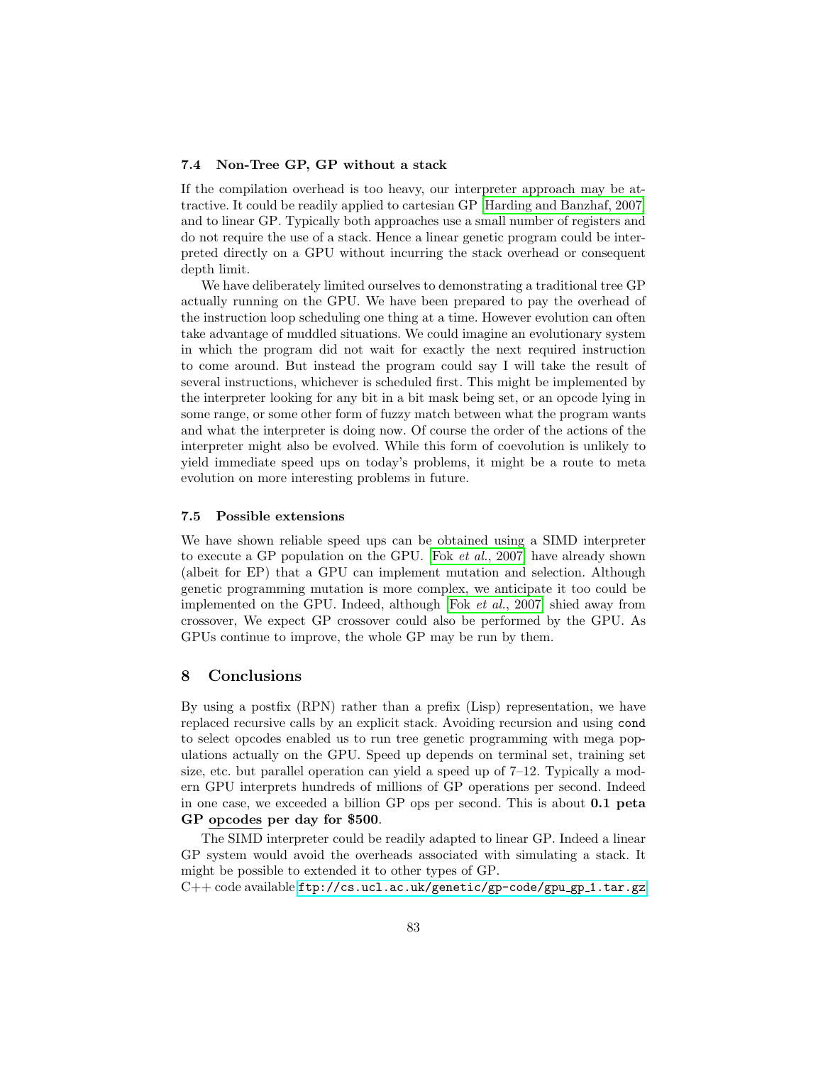### 7.4 Non-Tree GP, GP without a stack

If the compilation overhead is too heavy, our interpreter approach may be attractive. It could be readily applied to cartesian GP [Harding and Banzhaf, 2007] and to linear GP. Typically both approaches use a small number of registers and do not require the use of a stack. Hence a linear genetic program could be interpreted directly on a GPU without incurring the stack overhead or consequent depth limit.

We have deliberately limited ourselves to demonstrating a traditional tree GP actually running on the GPU. We have been prepared to pay the overhead of the instruction loop scheduling one thing at a time. However evolution can often take advantage of muddled situations. We could imagine an evolutionary system in which the program did not wait for exactly the next required instruction to come around. But instead the program could say I will take the result of several instructions, whichever is scheduled first. This might be implemented by the interpreter looking for any bit in a bit mask being set, or an opcode lying in some range, or some other form of fuzzy match between what the program wants and what the interpreter is doing now. Of course the order of the actions of the interpreter might also be evolved. While this form of coevolution is unlikely to yield immediate speed ups on today's problems, it might be a route to meta evolution on more interesting problems in future.

### 7.5 Possible extensions

We have shown reliable speed ups can be obtained using a SIMD interpreter to execute a GP population on the GPU. [Fok *et al.*, 2007] have already shown (albeit for EP) that a GPU can implement mutation and selection. Although genetic programming mutation is more complex, we anticipate it too could be implemented on the GPU. Indeed, although [Fok *et al.*, 2007] shied away from crossover, We expect GP crossover could also be performed by the GPU. As GPUs continue to improve, the whole GP may be run by them.

## 8 Conclusions

By using a postfix (RPN) rather than a prefix (Lisp) representation, we have replaced recursive calls by an explicit stack. Avoiding recursion and using `cond` to select opcodes enabled us to run tree genetic programming with mega populations actually on the GPU. Speed up depends on terminal set, training set size, etc. but parallel operation can yield a speed up of 7–12. Typically a modern GPU interprets hundreds of millions of GP operations per second. Indeed in one case, we exceeded a billion GP ops per second. This is about **0.1 peta GP opcodes per day for $500**.

The SIMD interpreter could be readily adapted to linear GP. Indeed a linear GP system would avoid the overheads associated with simulating a stack. It might be possible to extended it to other types of GP.
C++ code available `ftp://cs.ucl.ac.uk/genetic/gp-code/gpu_gp_1.tar.gz`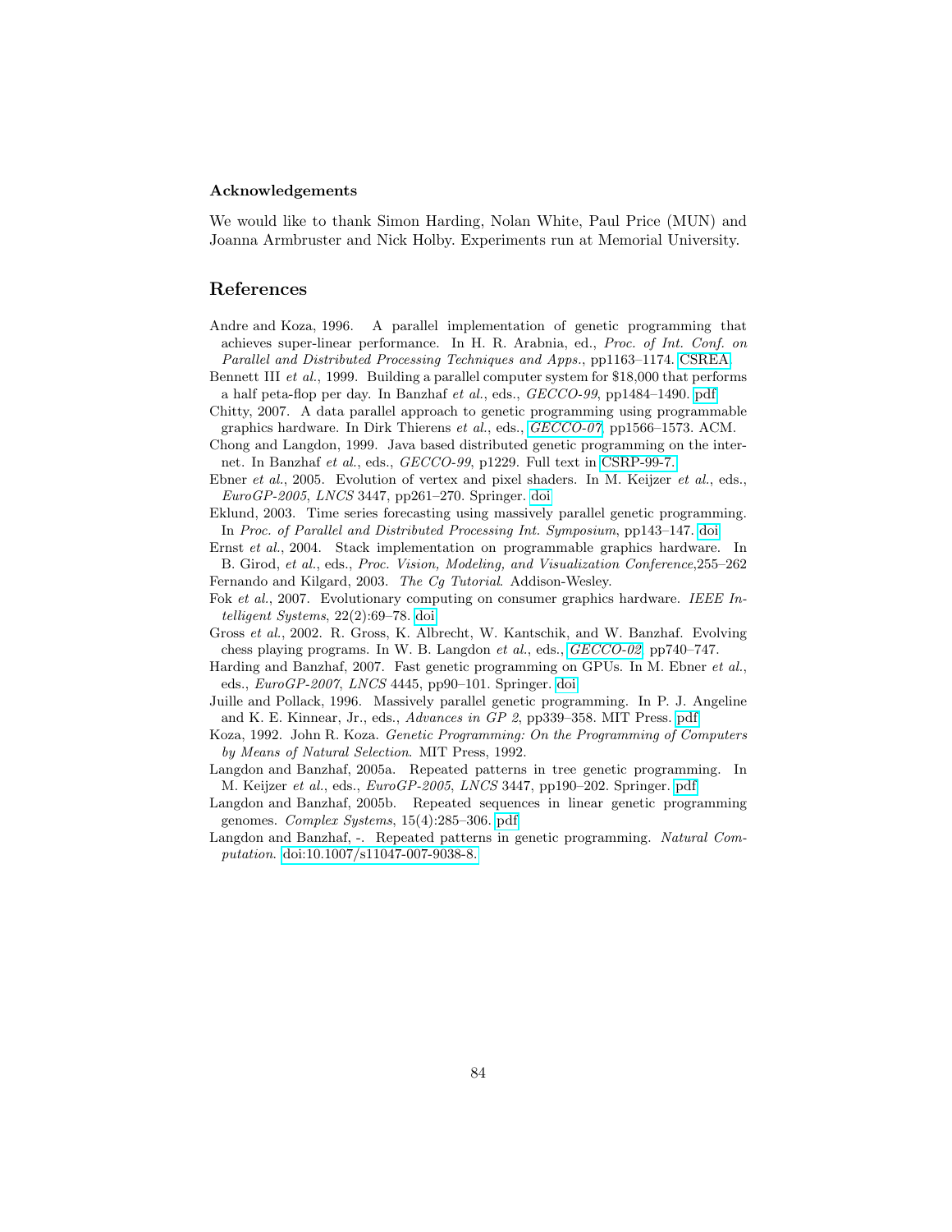#### Acknowledgements

We would like to thank Simon Harding, Nolan White, Paul Price (MUN) and Joanna Armbruster and Nick Holby. Experiments run at Memorial University.

## References

Andre and Koza, 1996. A parallel implementation of genetic programming that achieves super-linear performance. In H. R. Arabnia, ed., *Proc. of Int. Conf. on Parallel and Distributed Processing Techniques and Apps.*, pp1163–1174. CSREA

Bennett III *et al.*, 1999. Building a parallel computer system for $18,000 that performs a half peta-flop per day. In Banzhaf *et al.*, eds., *GECCO-99*, pp1484–1490. pdf

Chitty, 2007. A data parallel approach to genetic programming using programmable graphics hardware. In Dirk Thierens *et al.*, eds., *GECCO-07*, pp1566–1573. ACM.

Chong and Langdon, 1999. Java based distributed genetic programming on the internet. In Banzhaf *et al.*, eds., *GECCO-99*, p1229. Full text in CSRP-99-7.

Ebner *et al.*, 2005. Evolution of vertex and pixel shaders. In M. Keijzer *et al.*, eds., *EuroGP-2005*, *LNCS* 3447, pp261–270. Springer. doi

Eklund, 2003. Time series forecasting using massively parallel genetic programming. In *Proc. of Parallel and Distributed Processing Int. Symposium*, pp143–147. doi

Ernst *et al.*, 2004. Stack implementation on programmable graphics hardware. In B. Girod, *et al.*, eds., *Proc. Vision, Modeling, and Visualization Conference*,255–262

Fernando and Kilgard, 2003. *The Cg Tutorial*. Addison-Wesley.

Fok *et al.*, 2007. Evolutionary computing on consumer graphics hardware. *IEEE Intelligent Systems*, 22(2):69–78. doi

Gross *et al.*, 2002. R. Gross, K. Albrecht, W. Kantschik, and W. Banzhaf. Evolving chess playing programs. In W. B. Langdon *et al.*, eds., *GECCO-02*, pp740–747.

Harding and Banzhaf, 2007. Fast genetic programming on GPUs. In M. Ebner *et al.*, eds., *EuroGP-2007*, *LNCS* 4445, pp90–101. Springer. doi

Juille and Pollack, 1996. Massively parallel genetic programming. In P. J. Angeline and K. E. Kinnear, Jr., eds., *Advances in GP 2*, pp339–358. MIT Press. pdf

Koza, 1992. John R. Koza. *Genetic Programming: On the Programming of Computers by Means of Natural Selection*. MIT Press, 1992.

Langdon and Banzhaf, 2005a. Repeated patterns in tree genetic programming. In M. Keijzer *et al.*, eds., *EuroGP-2005*, *LNCS* 3447, pp190–202. Springer. pdf

Langdon and Banzhaf, 2005b. Repeated sequences in linear genetic programming genomes. *Complex Systems*, 15(4):285–306. pdf

Langdon and Banzhaf, -. Repeated patterns in genetic programming. *Natural Computation*. doi:10.1007/s11047-007-9038-8.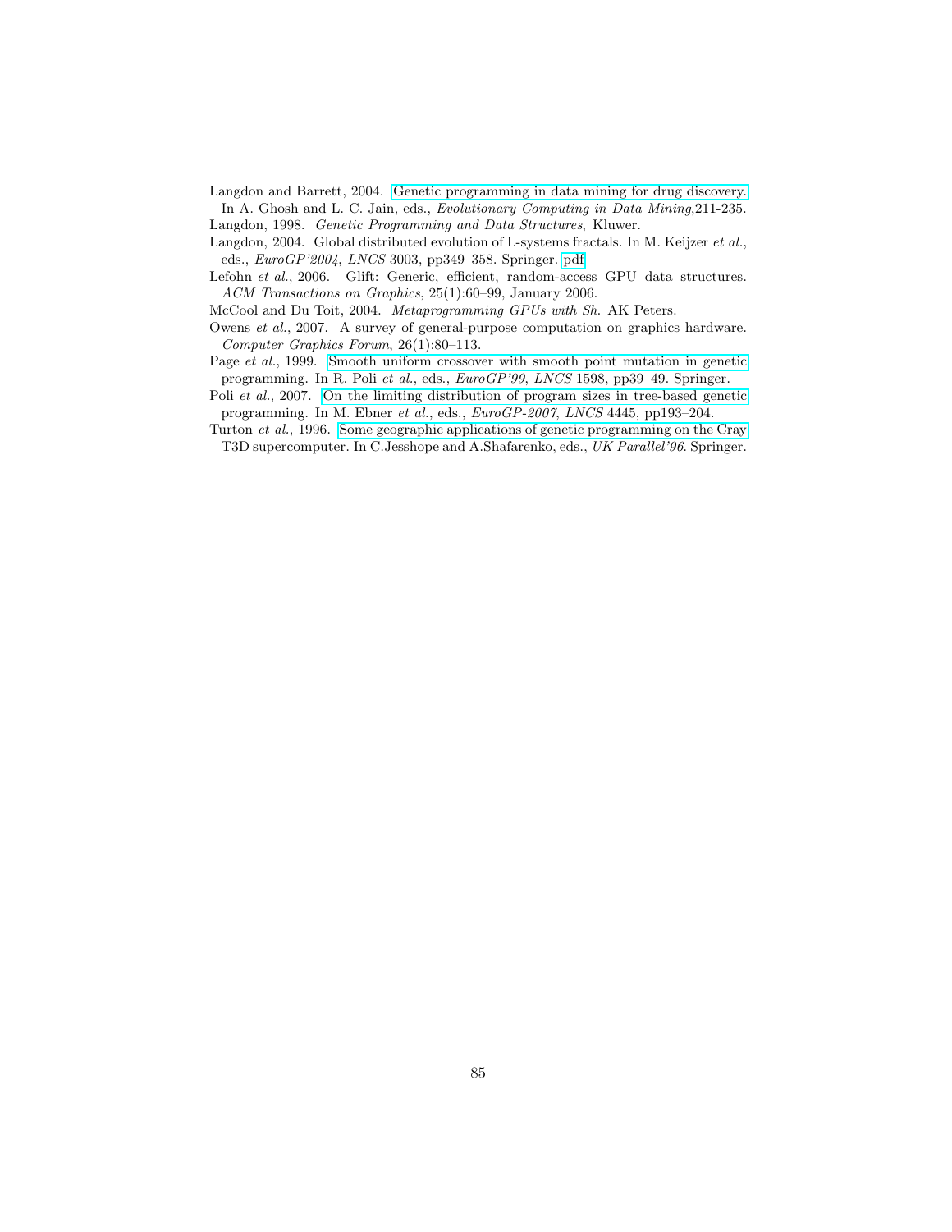Langdon and Barrett, 2004. Genetic programming in data mining for drug discovery. In A. Ghosh and L. C. Jain, eds., *Evolutionary Computing in Data Mining*,211-235.

Langdon, 1998. *Genetic Programming and Data Structures*, Kluwer.

Langdon, 2004. Global distributed evolution of L-systems fractals. In M. Keijzer *et al.*, eds., *EuroGP'2004*, *LNCS* 3003, pp349–358. Springer. pdf

Lefohn *et al.*, 2006. Glift: Generic, efficient, random-access GPU data structures. *ACM Transactions on Graphics*, 25(1):60–99, January 2006.

McCool and Du Toit, 2004. *Metaprogramming GPUs with Sh*. AK Peters.

Owens *et al.*, 2007. A survey of general-purpose computation on graphics hardware. *Computer Graphics Forum*, 26(1):80–113.

Page *et al.*, 1999. Smooth uniform crossover with smooth point mutation in genetic programming. In R. Poli *et al.*, eds., *EuroGP'99*, *LNCS* 1598, pp39–49. Springer.

Poli *et al.*, 2007. On the limiting distribution of program sizes in tree-based genetic programming. In M. Ebner *et al.*, eds., *EuroGP-2007*, *LNCS* 4445, pp193–204.

Turton *et al.*, 1996. Some geographic applications of genetic programming on the Cray T3D supercomputer. In C.Jesshope and A.Shafarenko, eds., *UK Parallel'96*. Springer.